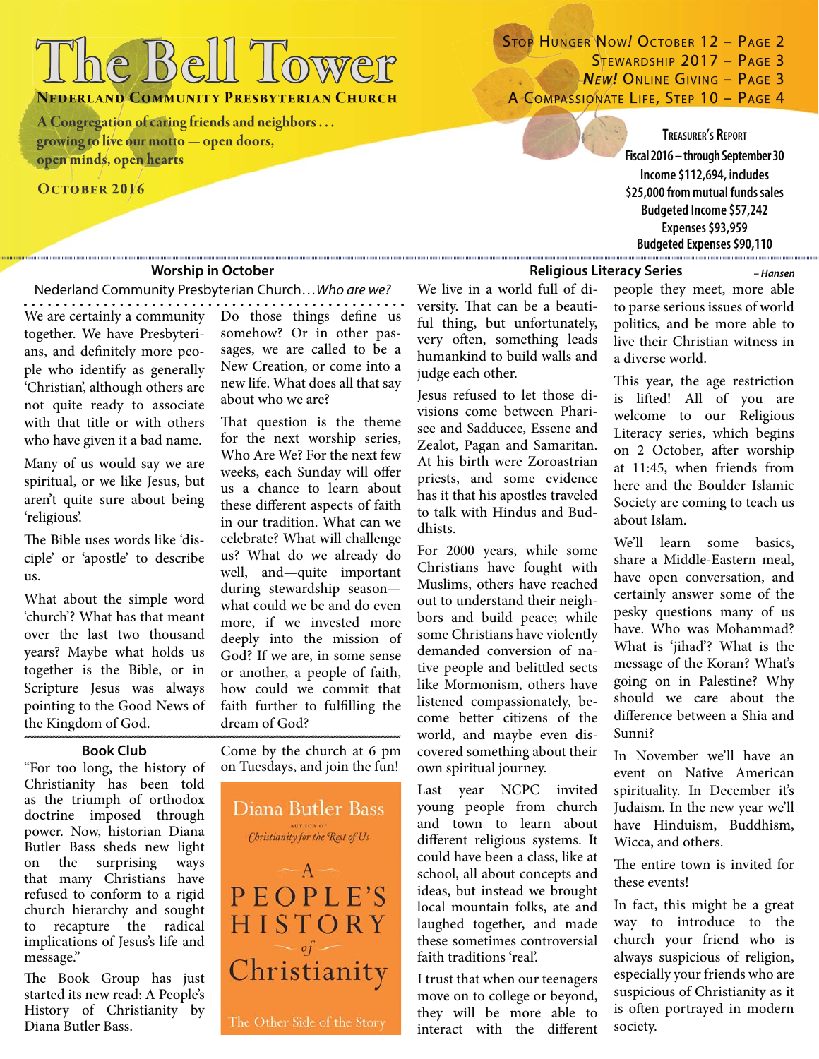# The Bell Tower

**Nederland Community Presbyterian Church**

A Congregation of caring friends and neighbors . . . growing to live our motto — open doors, open minds, open hearts

**October 2016**

Stop Hunger Now! October 12 – Page 2
Stewardship 2017 – Page 3
*New!* Online Giving – Page 3
A Compassionate Life, Step 10 – Page 4

**Treasurer's Report**
**Fiscal 2016 – through September 30**
**Income $112,694, includes $25,000 from mutual funds sales**
**Budgeted Income $57,242**
**Expenses $93,959**
**Budgeted Expenses $90,110**

## Worship in October

Nederland Community Presbyterian Church…*Who are we?*

We are certainly a community together. We have Presbyterians, and definitely more people who identify as generally 'Christian', although others are not quite ready to associate with that title or with others who have given it a bad name.

Many of us would say we are spiritual, or we like Jesus, but aren't quite sure about being 'religious'.

The Bible uses words like 'disciple' or 'apostle' to describe us.

What about the simple word 'church'? What has that meant over the last two thousand years? Maybe what holds us together is the Bible, or in Scripture Jesus was always pointing to the Good News of the Kingdom of God.

Do those things define us somehow? Or in other passages, we are called to be a New Creation, or come into a new life. What does all that say about who we are?

That question is the theme for the next worship series, Who Are We? For the next few weeks, each Sunday will offer us a chance to learn about these different aspects of faith in our tradition. What can we celebrate? What will challenge us? What do we already do well, and—quite important during stewardship season—what could we be and do even more, if we invested more deeply into the mission of God? If we are, in some sense or another, a people of faith, how could we commit that faith further to fulfilling the dream of God?

## Book Club

"For too long, the history of Christianity has been told as the triumph of orthodox doctrine imposed through power. Now, historian Diana Butler Bass sheds new light on the surprising ways that many Christians have refused to conform to a rigid church hierarchy and sought to recapture the radical implications of Jesus's life and message."

The Book Group has just started its new read: A People's History of Christianity by Diana Butler Bass.

Come by the church at 6 pm on Tuesdays, and join the fun!

## Religious Literacy Series

*– Hansen*

We live in a world full of diversity. That can be a beautiful thing, but unfortunately, very often, something leads humankind to build walls and judge each other.

Jesus refused to let those divisions come between Pharisee and Sadducee, Essene and Zealot, Pagan and Samaritan. At his birth were Zoroastrian priests, and some evidence has it that his apostles traveled to talk with Hindus and Buddhists.

For 2000 years, while some Christians have fought with Muslims, others have reached out to understand their neighbors and build peace; while some Christians have violently demanded conversion of native people and belittled sects like Mormonism, others have listened compassionately, become better citizens of the world, and maybe even discovered something about their own spiritual journey.

Last year NCPC invited young people from church and town to learn about different religious systems. It could have been a class, like at school, all about concepts and ideas, but instead we brought local mountain folks, ate and laughed together, and made these sometimes controversial faith traditions 'real'.

I trust that when our teenagers move on to college or beyond, they will be more able to interact with the different people they meet, more able to parse serious issues of world politics, and be more able to live their Christian witness in a diverse world.

This year, the age restriction is lifted! All of you are welcome to our Religious Literacy series, which begins on 2 October, after worship at 11:45, when friends from here and the Boulder Islamic Society are coming to teach us about Islam.

We'll learn some basics, share a Middle-Eastern meal, have open conversation, and certainly answer some of the pesky questions many of us have. Who was Mohammad? What is 'jihad'? What is the message of the Koran? What's going on in Palestine? Why should we care about the difference between a Shia and Sunni?

In November we'll have an event on Native American spirituality. In December it's Judaism. In the new year we'll have Hinduism, Buddhism, Wicca, and others.

The entire town is invited for these events!

In fact, this might be a great way to introduce to the church your friend who is always suspicious of religion, especially your friends who are suspicious of Christianity as it is often portrayed in modern society.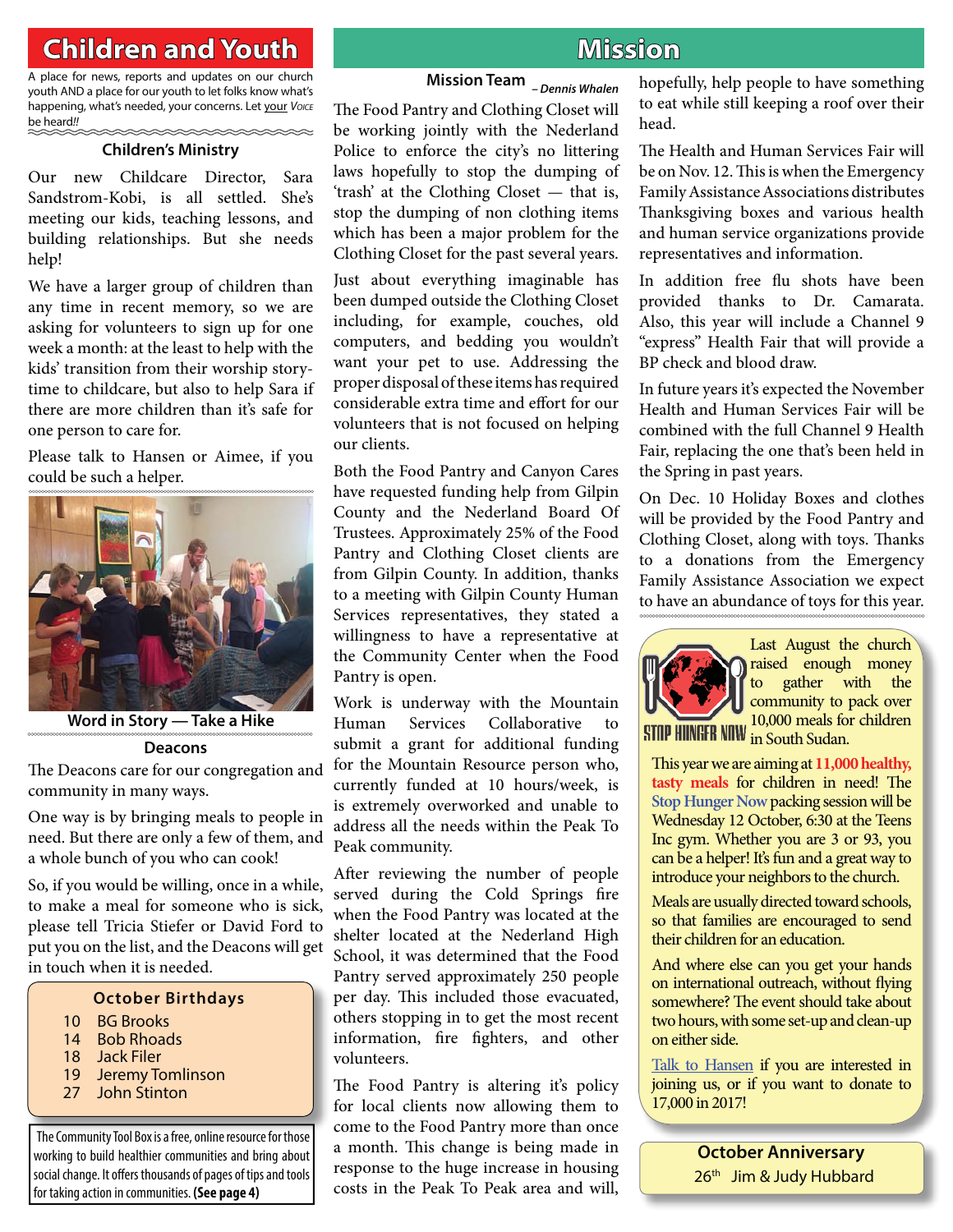# Children and Youth

A place for news, reports and updates on our church youth AND a place for our youth to let folks know what's happening, what's needed, your concerns. Let your *Voice* be heard!!

### Children's Ministry

Our new Childcare Director, Sara Sandstrom-Kobi, is all settled. She's meeting our kids, teaching lessons, and building relationships. But she needs help!

We have a larger group of children than any time in recent memory, so we are asking for volunteers to sign up for one week a month: at the least to help with the kids' transition from their worship story-time to childcare, but also to help Sara if there are more children than it's safe for one person to care for.

Please talk to Hansen or Aimee, if you could be such a helper.

**Word in Story — Take a Hike**

### Deacons

The Deacons care for our congregation and community in many ways.

One way is by bringing meals to people in need. But there are only a few of them, and a whole bunch of you who can cook!

So, if you would be willing, once in a while, to make a meal for someone who is sick, please tell Tricia Stiefer or David Ford to put you on the list, and the Deacons will get in touch when it is needed.

### October Birthdays

| | |
|---|---|
| 10 | BG Brooks |
| 14 | Bob Rhoads |
| 18 | Jack Filer |
| 19 | Jeremy Tomlinson |
| 27 | John Stinton |

The Community Tool Box is a free, online resource for those working to build healthier communities and bring about social change. It offers thousands of pages of tips and tools for taking action in communities. **(See page 4)**

# Mission

### Mission Team
*– Dennis Whalen*

The Food Pantry and Clothing Closet will be working jointly with the Nederland Police to enforce the city's no littering laws hopefully to stop the dumping of 'trash' at the Clothing Closet — that is, stop the dumping of non clothing items which has been a major problem for the Clothing Closet for the past several years.

Just about everything imaginable has been dumped outside the Clothing Closet including, for example, couches, old computers, and bedding you wouldn't want your pet to use. Addressing the proper disposal of these items has required considerable extra time and effort for our volunteers that is not focused on helping our clients.

Both the Food Pantry and Canyon Cares have requested funding help from Gilpin County and the Nederland Board Of Trustees. Approximately 25% of the Food Pantry and Clothing Closet clients are from Gilpin County. In addition, thanks to a meeting with Gilpin County Human Services representatives, they stated a willingness to have a representative at the Community Center when the Food Pantry is open.

Work is underway with the Mountain Human Services Collaborative to submit a grant for additional funding for the Mountain Resource person who, currently funded at 10 hours/week, is is extremely overworked and unable to address all the needs within the Peak To Peak community.

After reviewing the number of people served during the Cold Springs fire when the Food Pantry was located at the shelter located at the Nederland High School, it was determined that the Food Pantry served approximately 250 people per day. This included those evacuated, others stopping in to get the most recent information, fire fighters, and other volunteers.

The Food Pantry is altering it's policy for local clients now allowing them to come to the Food Pantry more than once a month. This change is being made in response to the huge increase in housing costs in the Peak To Peak area and will, hopefully, help people to have something to eat while still keeping a roof over their head.

The Health and Human Services Fair will be on Nov. 12. This is when the Emergency Family Assistance Associations distributes Thanksgiving boxes and various health and human service organizations provide representatives and information.

In addition free flu shots have been provided thanks to Dr. Camarata. Also, this year will include a Channel 9 "express" Health Fair that will provide a BP check and blood draw.

In future years it's expected the November Health and Human Services Fair will be combined with the full Channel 9 Health Fair, replacing the one that's been held in the Spring in past years.

On Dec. 10 Holiday Boxes and clothes will be provided by the Food Pantry and Clothing Closet, along with toys. Thanks to a donations from the Emergency Family Assistance Association we expect to have an abundance of toys for this year.

STOP HUNGER NOW

Last August the church raised enough money to gather with the community to pack over 10,000 meals for children in South Sudan.

This year we are aiming at **11,000 healthy, tasty meals** for children in need! The Stop Hunger Now packing session will be Wednesday 12 October, 6:30 at the Teens Inc gym. Whether you are 3 or 93, you can be a helper! It's fun and a great way to introduce your neighbors to the church.

Meals are usually directed toward schools, so that families are encouraged to send their children for an education.

And where else can you get your hands on international outreach, without flying somewhere? The event should take about two hours, with some set-up and clean-up on either side.

Talk to Hansen if you are interested in joining us, or if you want to donate to 17,000 in 2017!

### October Anniversary

26th Jim & Judy Hubbard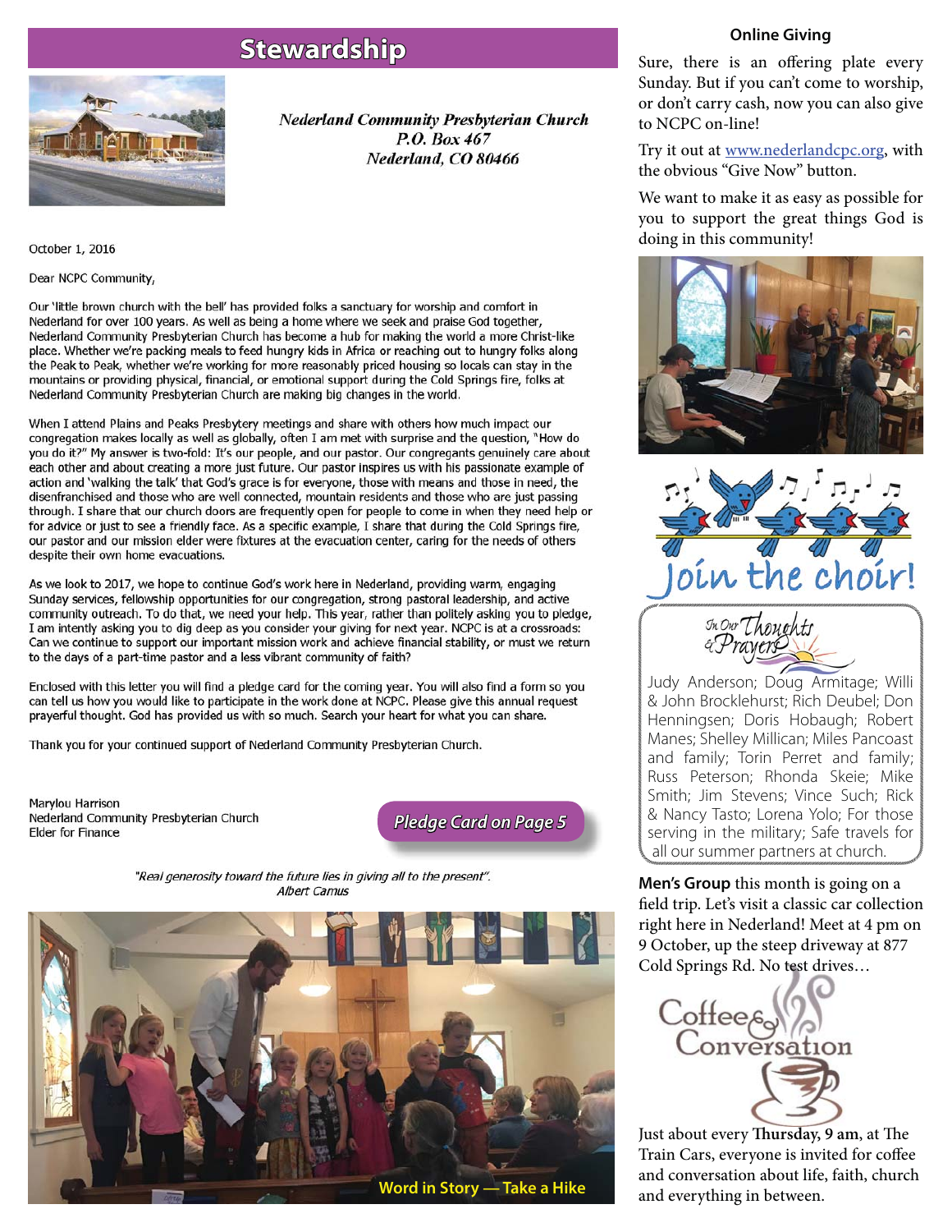# Stewardship

***Nederland Community Presbyterian Church***
***P.O. Box 467***
***Nederland, CO 80466***

October 1, 2016

Dear NCPC Community,

Our 'little brown church with the bell' has provided folks a sanctuary for worship and comfort in Nederland for over 100 years. As well as being a home where we seek and praise God together, Nederland Community Presbyterian Church has become a hub for making the world a more Christ-like place. Whether we're packing meals to feed hungry kids in Africa or reaching out to hungry folks along the Peak to Peak, whether we're working for more reasonably priced housing so locals can stay in the mountains or providing physical, financial, or emotional support during the Cold Springs fire, folks at Nederland Community Presbyterian Church are making big changes in the world.

When I attend Plains and Peaks Presbytery meetings and share with others how much impact our congregation makes locally as well as globally, often I am met with surprise and the question, "How do you do it?" My answer is two-fold: It's our people, and our pastor. Our congregants genuinely care about each other and about creating a more just future. Our pastor inspires us with his passionate example of action and 'walking the talk' that God's grace is for everyone, those with means and those in need, the disenfranchised and those who are well connected, mountain residents and those who are just passing through. I share that our church doors are frequently open for people to come in when they need help or for advice or just to see a friendly face. As a specific example, I share that during the Cold Springs fire, our pastor and our mission elder were fixtures at the evacuation center, caring for the needs of others despite their own home evacuations.

As we look to 2017, we hope to continue God's work here in Nederland, providing warm, engaging Sunday services, fellowship opportunities for our congregation, strong pastoral leadership, and active community outreach. To do that, we need your help. This year, rather than politely asking you to pledge, I am intently asking you to dig deep as you consider your giving for next year. NCPC is at a crossroads: Can we continue to support our important mission work and achieve financial stability, or must we return to the days of a part-time pastor and a less vibrant community of faith?

Enclosed with this letter you will find a pledge card for the coming year. You will also find a form so you can tell us how you would like to participate in the work done at NCPC. Please give this annual request prayerful thought. God has provided us with so much. Search your heart for what you can share.

Thank you for your continued support of Nederland Community Presbyterian Church.

Marylou Harrison
Nederland Community Presbyterian Church
Elder for Finance

***Pledge Card on Page 5***

*"Real generosity toward the future lies in giving all to the present".*
*Albert Camus*

**Word in Story — Take a Hike**

**Online Giving**

Sure, there is an offering plate every Sunday. But if you can't come to worship, or don't carry cash, now you can also give to NCPC on-line!

Try it out at www.nederlandcpc.org, with the obvious "Give Now" button.

We want to make it as easy as possible for you to support the great things God is doing in this community!

**Join the choir!**

*In Our Thoughts & Prayers*

Judy Anderson; Doug Armitage; Willi & John Brocklehurst; Rich Deubel; Don Henningsen; Doris Hobaugh; Robert Manes; Shelley Millican; Miles Pancoast and family; Torin Perret and family; Russ Peterson; Rhonda Skeie; Mike Smith; Jim Stevens; Vince Such; Rick & Nancy Tasto; Lorena Yolo; For those serving in the military; Safe travels for all our summer partners at church.

**Men's Group** this month is going on a field trip. Let's visit a classic car collection right here in Nederland! Meet at 4 pm on 9 October, up the steep driveway at 877 Cold Springs Rd. No test drives…

**Coffee & Conversation**

Just about every **Thursday, 9 am**, at The Train Cars, everyone is invited for coffee and conversation about life, faith, church and everything in between.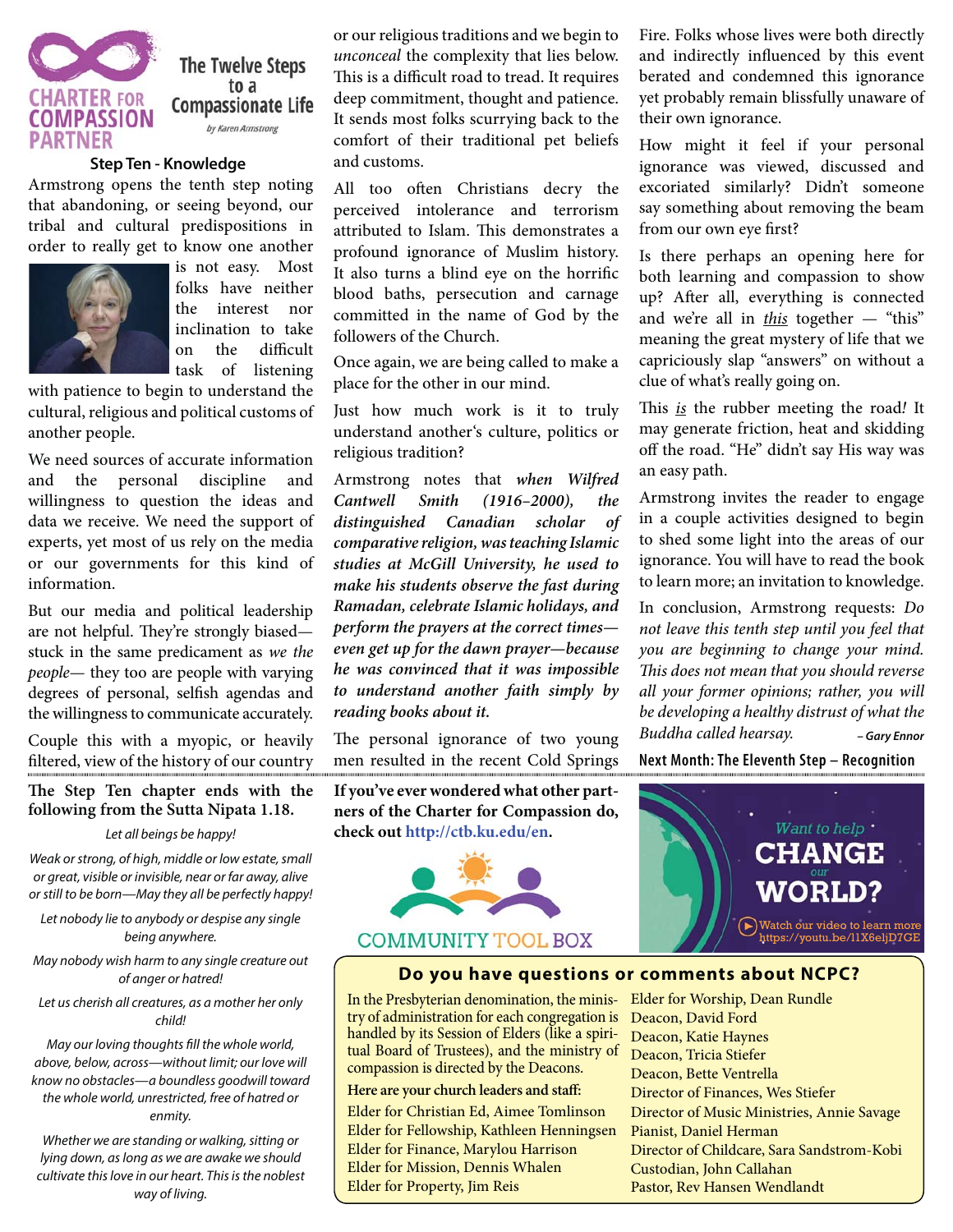CHARTER FOR COMPASSION PARTNER

## The Twelve Steps to a Compassionate Life

*by Karen Armstrong*

### Step Ten - Knowledge

Armstrong opens the tenth step noting that abandoning, or seeing beyond, our tribal and cultural predispositions in order to really get to know one another is not easy. Most folks have neither the interest nor inclination to take on the difficult task of listening with patience to begin to understand the cultural, religious and political customs of another people.

We need sources of accurate information and the personal discipline and willingness to question the ideas and data we receive. We need the support of experts, yet most of us rely on the media or our governments for this kind of information.

But our media and political leadership are not helpful. They're strongly biased—stuck in the same predicament as *we the people*— they too are people with varying degrees of personal, selfish agendas and the willingness to communicate accurately.

Couple this with a myopic, or heavily filtered, view of the history of our country or our religious traditions and we begin to *unconceal* the complexity that lies below. This is a difficult road to tread. It requires deep commitment, thought and patience. It sends most folks scurrying back to the comfort of their traditional pet beliefs and customs.

All too often Christians decry the perceived intolerance and terrorism attributed to Islam. This demonstrates a profound ignorance of Muslim history. It also turns a blind eye on the horrific blood baths, persecution and carnage committed in the name of God by the followers of the Church.

Once again, we are being called to make a place for the other in our mind.

Just how much work is it to truly understand another's culture, politics or religious tradition?

Armstrong notes that ***when Wilfred Cantwell Smith (1916–2000), the distinguished Canadian scholar of comparative religion, was teaching Islamic studies at McGill University, he used to make his students observe the fast during Ramadan, celebrate Islamic holidays, and perform the prayers at the correct times—even get up for the dawn prayer—because he was convinced that it was impossible to understand another faith simply by reading books about it.***

The personal ignorance of two young men resulted in the recent Cold Springs Fire. Folks whose lives were both directly and indirectly influenced by this event berated and condemned this ignorance yet probably remain blissfully unaware of their own ignorance.

How might it feel if your personal ignorance was viewed, discussed and excoriated similarly? Didn't someone say something about removing the beam from our own eye first?

Is there perhaps an opening here for both learning and compassion to show up? After all, everything is connected and we're all in *this* together — "this" meaning the great mystery of life that we capriciously slap "answers" on without a clue of what's really going on.

This ***is*** the rubber meeting the road*!* It may generate friction, heat and skidding off the road. "He" didn't say His way was an easy path.

Armstrong invites the reader to engage in a couple activities designed to begin to shed some light into the areas of our ignorance. You will have to read the book to learn more; an invitation to knowledge.

In conclusion, Armstrong requests: *Do not leave this tenth step until you feel that you are beginning to change your mind. This does not mean that you should reverse all your former opinions; rather, you will be developing a healthy distrust of what the Buddha called hearsay.*

*– Gary Ennor*

**Next Month: The Eleventh Step – Recognition**

**The Step Ten chapter ends with the following from the Sutta Nipata 1.18.**

*Let all beings be happy!*

*Weak or strong, of high, middle or low estate, small or great, visible or invisible, near or far away, alive or still to be born—May they all be perfectly happy!*

*Let nobody lie to anybody or despise any single being anywhere.*

*May nobody wish harm to any single creature out of anger or hatred!*

*Let us cherish all creatures, as a mother her only child!*

*May our loving thoughts fill the whole world, above, below, across—without limit; our love will know no obstacles—a boundless goodwill toward the whole world, unrestricted, free of hatred or enmity.*

*Whether we are standing or walking, sitting or lying down, as long as we are awake we should cultivate this love in our heart. This is the noblest way of living.*

**If you've ever wondered what other partners of the Charter for Compassion do, check out http://ctb.ku.edu/en.**

COMMUNITY TOOL BOX

Want to help CHANGE our WORLD?

Watch our video to learn more https://youtu.be/l1X6eljD7GE

### Do you have questions or comments about NCPC?

In the Presbyterian denomination, the ministry of administration for each congregation is handled by its Session of Elders (like a spiritual Board of Trustees), and the ministry of compassion is directed by the Deacons.

**Here are your church leaders and staff:**

Elder for Christian Ed, Aimee Tomlinson
Elder for Fellowship, Kathleen Henningsen
Elder for Finance, Marylou Harrison
Elder for Mission, Dennis Whalen
Elder for Property, Jim Reis
Elder for Worship, Dean Rundle
Deacon, David Ford
Deacon, Katie Haynes
Deacon, Tricia Stiefer
Deacon, Bette Ventrella
Director of Finances, Wes Stiefer
Director of Music Ministries, Annie Savage
Pianist, Daniel Herman
Director of Childcare, Sara Sandstrom-Kobi
Custodian, John Callahan
Pastor, Rev Hansen Wendlandt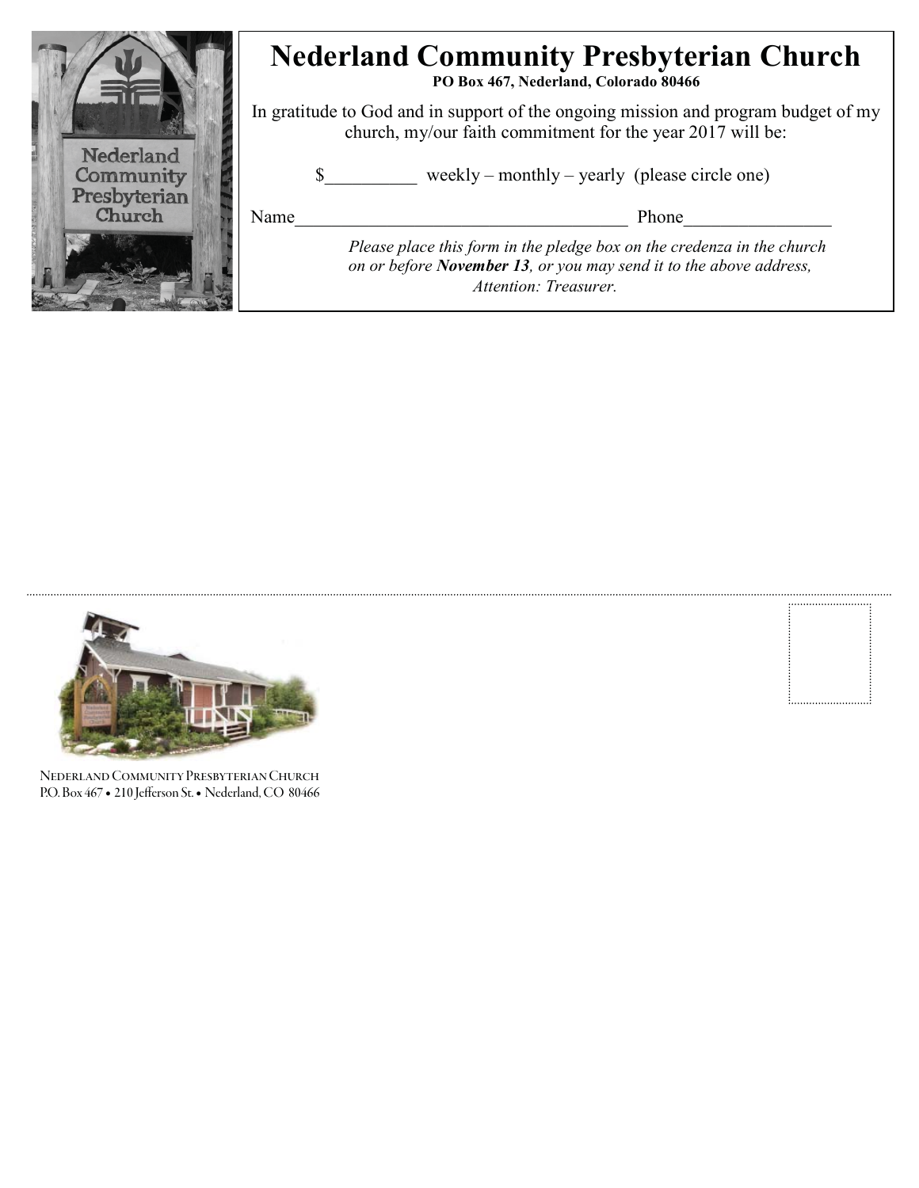# Nederland Community Presbyterian Church

**PO Box 467, Nederland, Colorado 80466**

In gratitude to God and in support of the ongoing mission and program budget of my church, my/our faith commitment for the year 2017 will be:

$__________ weekly – monthly – yearly (please circle one)

Name_____________________________________ Phone________________

*Please place this form in the pledge box on the credenza in the church on or before **November 13**, or you may send it to the above address, Attention: Treasurer.*

NEDERLAND COMMUNITY PRESBYTERIAN CHURCH
P.O. Box 467 • 210 Jefferson St. • Nederland, CO 80466